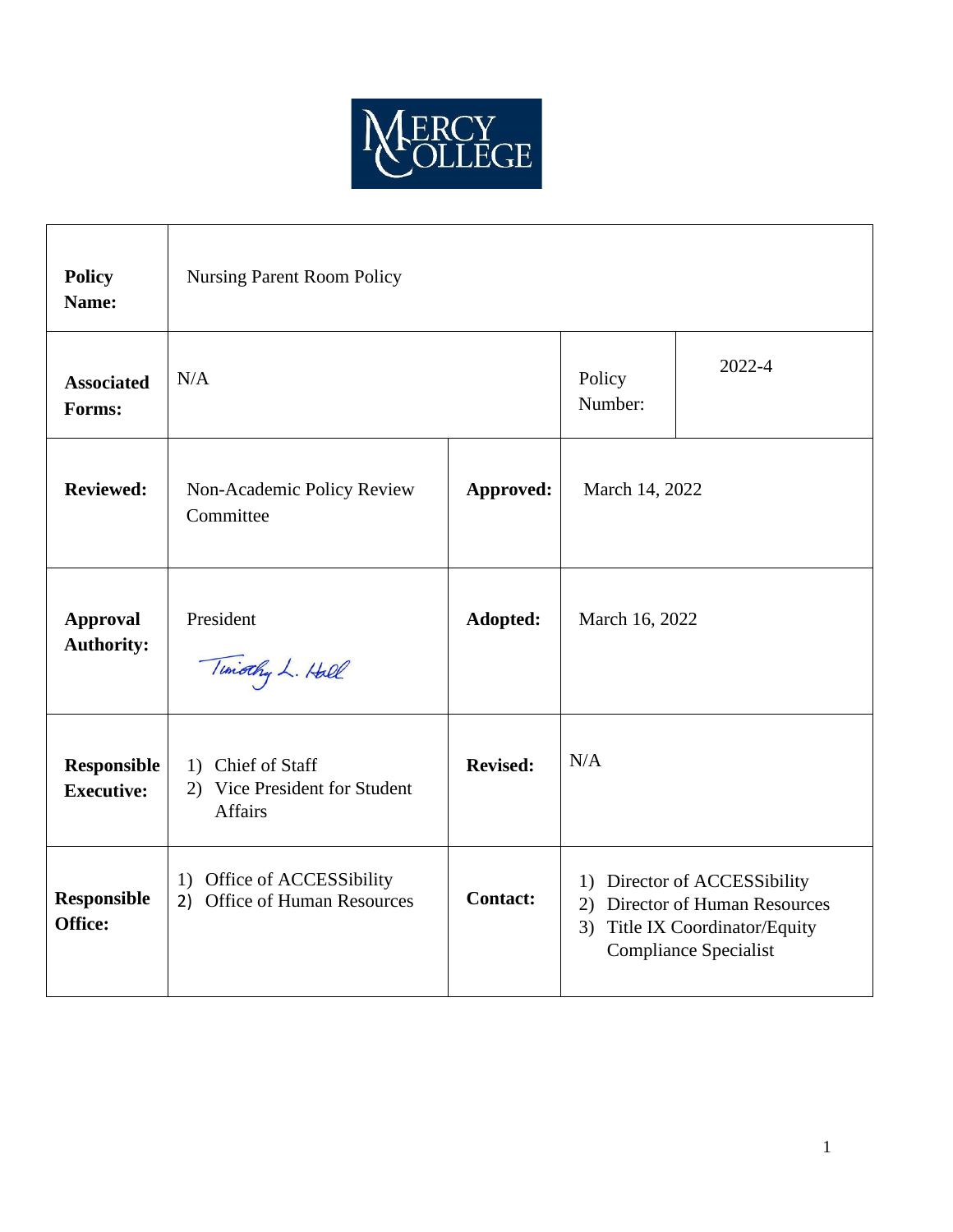MERCY COLLEGE

| **Policy Name:** | Nursing Parent Room Policy | | | |
|---|---|---|---|---|
| **Associated Forms:** | N/A | | Policy Number: | 2022-4 |
| **Reviewed:** | Non-Academic Policy Review Committee | **Approved:** | March 14, 2022 | |
| **Approval Authority:** | President<br>Timothy L. Hall | **Adopted:** | March 16, 2022 | |
| **Responsible Executive:** | 1) Chief of Staff<br>2) Vice President for Student Affairs | **Revised:** | N/A | |
| **Responsible Office:** | 1) Office of ACCESSibility<br>2) Office of Human Resources | **Contact:** | 1) Director of ACCESSibility<br>2) Director of Human Resources<br>3) Title IX Coordinator/Equity Compliance Specialist | |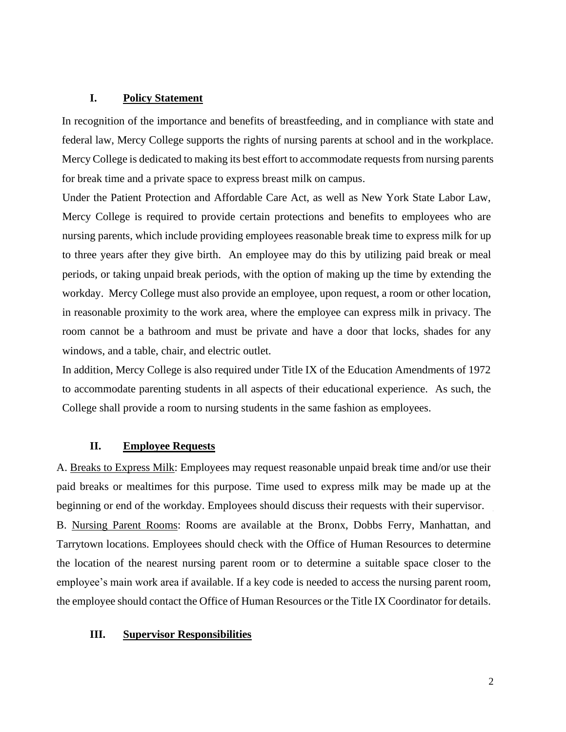## I. Policy Statement

In recognition of the importance and benefits of breastfeeding, and in compliance with state and federal law, Mercy College supports the rights of nursing parents at school and in the workplace. Mercy College is dedicated to making its best effort to accommodate requests from nursing parents for break time and a private space to express breast milk on campus.

Under the Patient Protection and Affordable Care Act, as well as New York State Labor Law, Mercy College is required to provide certain protections and benefits to employees who are nursing parents, which include providing employees reasonable break time to express milk for up to three years after they give birth. An employee may do this by utilizing paid break or meal periods, or taking unpaid break periods, with the option of making up the time by extending the workday. Mercy College must also provide an employee, upon request, a room or other location, in reasonable proximity to the work area, where the employee can express milk in privacy. The room cannot be a bathroom and must be private and have a door that locks, shades for any windows, and a table, chair, and electric outlet.

In addition, Mercy College is also required under Title IX of the Education Amendments of 1972 to accommodate parenting students in all aspects of their educational experience. As such, the College shall provide a room to nursing students in the same fashion as employees.

## II. Employee Requests

A. Breaks to Express Milk: Employees may request reasonable unpaid break time and/or use their paid breaks or mealtimes for this purpose. Time used to express milk may be made up at the beginning or end of the workday. Employees should discuss their requests with their supervisor.

B. Nursing Parent Rooms: Rooms are available at the Bronx, Dobbs Ferry, Manhattan, and Tarrytown locations. Employees should check with the Office of Human Resources to determine the location of the nearest nursing parent room or to determine a suitable space closer to the employee's main work area if available. If a key code is needed to access the nursing parent room, the employee should contact the Office of Human Resources or the Title IX Coordinator for details.

## III. Supervisor Responsibilities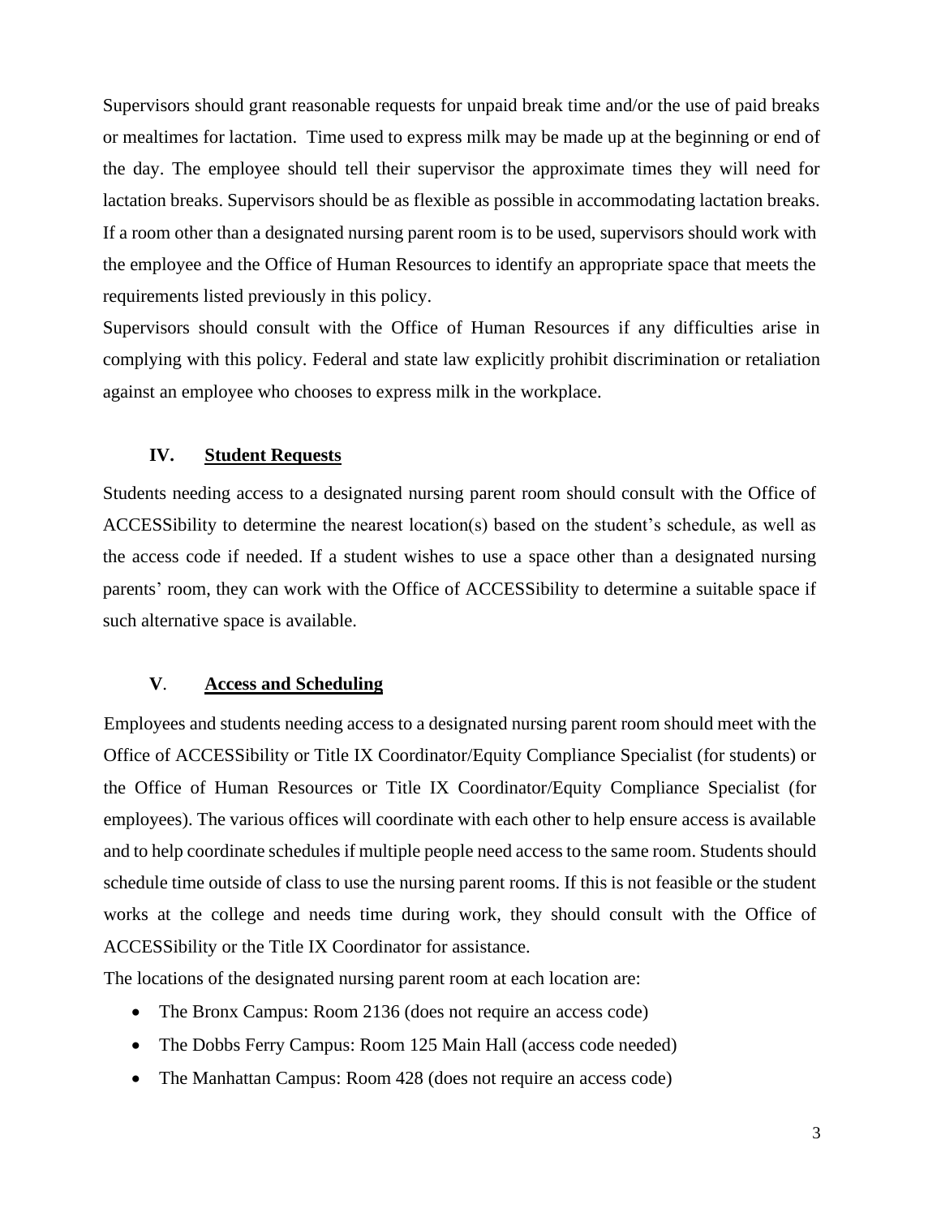Supervisors should grant reasonable requests for unpaid break time and/or the use of paid breaks or mealtimes for lactation. Time used to express milk may be made up at the beginning or end of the day. The employee should tell their supervisor the approximate times they will need for lactation breaks. Supervisors should be as flexible as possible in accommodating lactation breaks. If a room other than a designated nursing parent room is to be used, supervisors should work with the employee and the Office of Human Resources to identify an appropriate space that meets the requirements listed previously in this policy.

Supervisors should consult with the Office of Human Resources if any difficulties arise in complying with this policy. Federal and state law explicitly prohibit discrimination or retaliation against an employee who chooses to express milk in the workplace.

## IV. Student Requests

Students needing access to a designated nursing parent room should consult with the Office of ACCESSibility to determine the nearest location(s) based on the student's schedule, as well as the access code if needed. If a student wishes to use a space other than a designated nursing parents' room, they can work with the Office of ACCESSibility to determine a suitable space if such alternative space is available.

## V. Access and Scheduling

Employees and students needing access to a designated nursing parent room should meet with the Office of ACCESSibility or Title IX Coordinator/Equity Compliance Specialist (for students) or the Office of Human Resources or Title IX Coordinator/Equity Compliance Specialist (for employees). The various offices will coordinate with each other to help ensure access is available and to help coordinate schedules if multiple people need access to the same room. Students should schedule time outside of class to use the nursing parent rooms. If this is not feasible or the student works at the college and needs time during work, they should consult with the Office of ACCESSibility or the Title IX Coordinator for assistance.

The locations of the designated nursing parent room at each location are:

- The Bronx Campus: Room 2136 (does not require an access code)
- The Dobbs Ferry Campus: Room 125 Main Hall (access code needed)
- The Manhattan Campus: Room 428 (does not require an access code)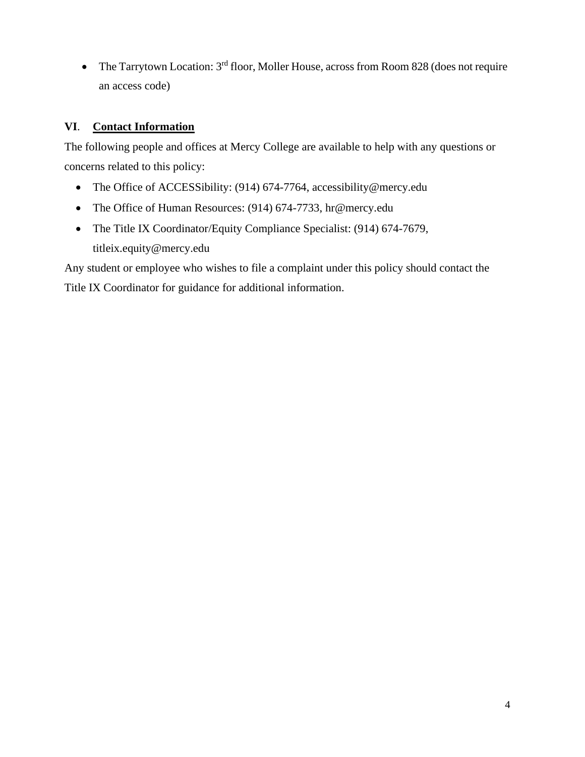- The Tarrytown Location: 3rd floor, Moller House, across from Room 828 (does not require an access code)

## VI. Contact Information

The following people and offices at Mercy College are available to help with any questions or concerns related to this policy:

- The Office of ACCESSibility: (914) 674-7764, accessibility@mercy.edu
- The Office of Human Resources: (914) 674-7733, hr@mercy.edu
- The Title IX Coordinator/Equity Compliance Specialist: (914) 674-7679, titleix.equity@mercy.edu

Any student or employee who wishes to file a complaint under this policy should contact the Title IX Coordinator for guidance for additional information.